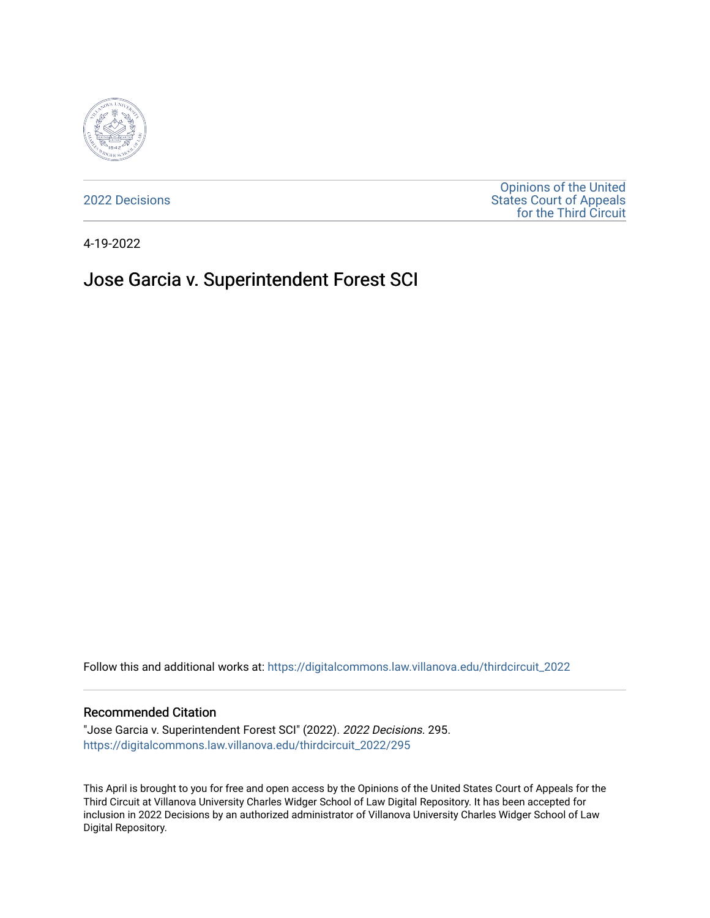2022 Decisions

Opinions of the United States Court of Appeals for the Third Circuit

4-19-2022

# Jose Garcia v. Superintendent Forest SCI

Follow this and additional works at: https://digitalcommons.law.villanova.edu/thirdcircuit_2022

## Recommended Citation

"Jose Garcia v. Superintendent Forest SCI" (2022). *2022 Decisions*. 295.
https://digitalcommons.law.villanova.edu/thirdcircuit_2022/295

This April is brought to you for free and open access by the Opinions of the United States Court of Appeals for the Third Circuit at Villanova University Charles Widger School of Law Digital Repository. It has been accepted for inclusion in 2022 Decisions by an authorized administrator of Villanova University Charles Widger School of Law Digital Repository.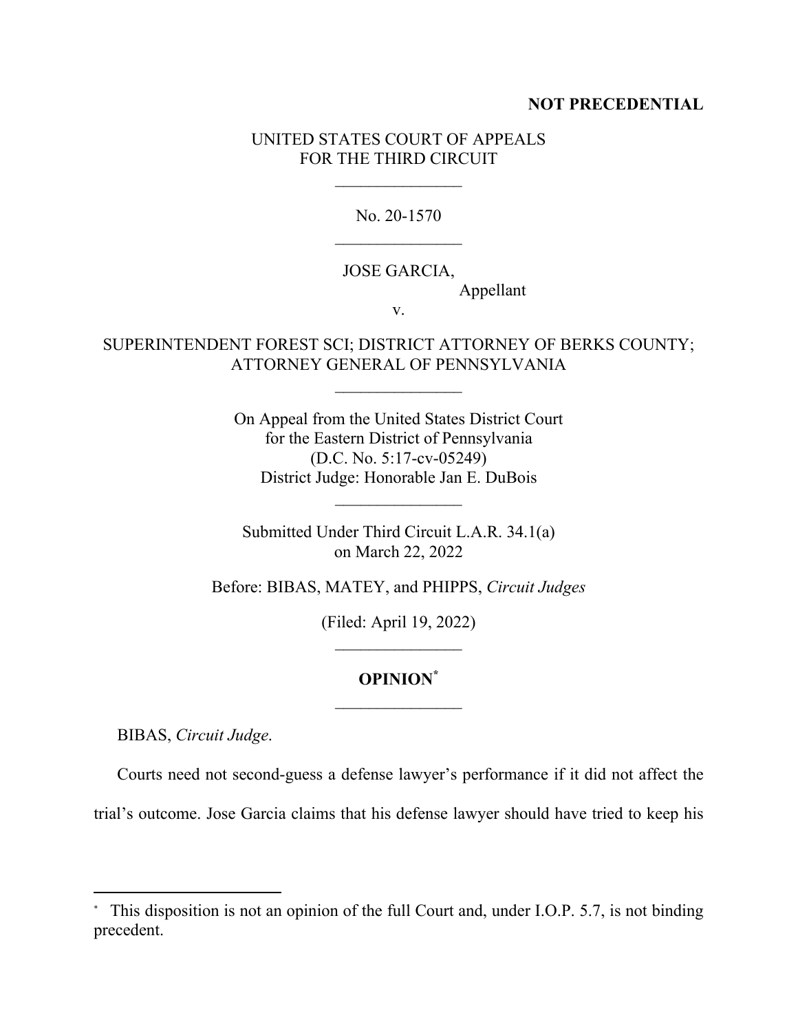**NOT PRECEDENTIAL**

UNITED STATES COURT OF APPEALS
FOR THE THIRD CIRCUIT

\_\_\_\_\_\_\_\_\_\_\_\_\_\_\_

No. 20-1570

\_\_\_\_\_\_\_\_\_\_\_\_\_\_\_

JOSE GARCIA,
Appellant

v.

SUPERINTENDENT FOREST SCI; DISTRICT ATTORNEY OF BERKS COUNTY; ATTORNEY GENERAL OF PENNSYLVANIA

\_\_\_\_\_\_\_\_\_\_\_\_\_\_\_

On Appeal from the United States District Court
for the Eastern District of Pennsylvania
(D.C. No. 5:17-cv-05249)
District Judge: Honorable Jan E. DuBois

\_\_\_\_\_\_\_\_\_\_\_\_\_\_\_

Submitted Under Third Circuit L.A.R. 34.1(a)
on March 22, 2022

Before: BIBAS, MATEY, and PHIPPS, *Circuit Judges*

(Filed: April 19, 2022)

\_\_\_\_\_\_\_\_\_\_\_\_\_\_\_

**OPINION**[*]

\_\_\_\_\_\_\_\_\_\_\_\_\_\_\_

BIBAS, *Circuit Judge*.

Courts need not second-guess a defense lawyer's performance if it did not affect the trial's outcome. Jose Garcia claims that his defense lawyer should have tried to keep his

---

[*] This disposition is not an opinion of the full Court and, under I.O.P. 5.7, is not binding precedent.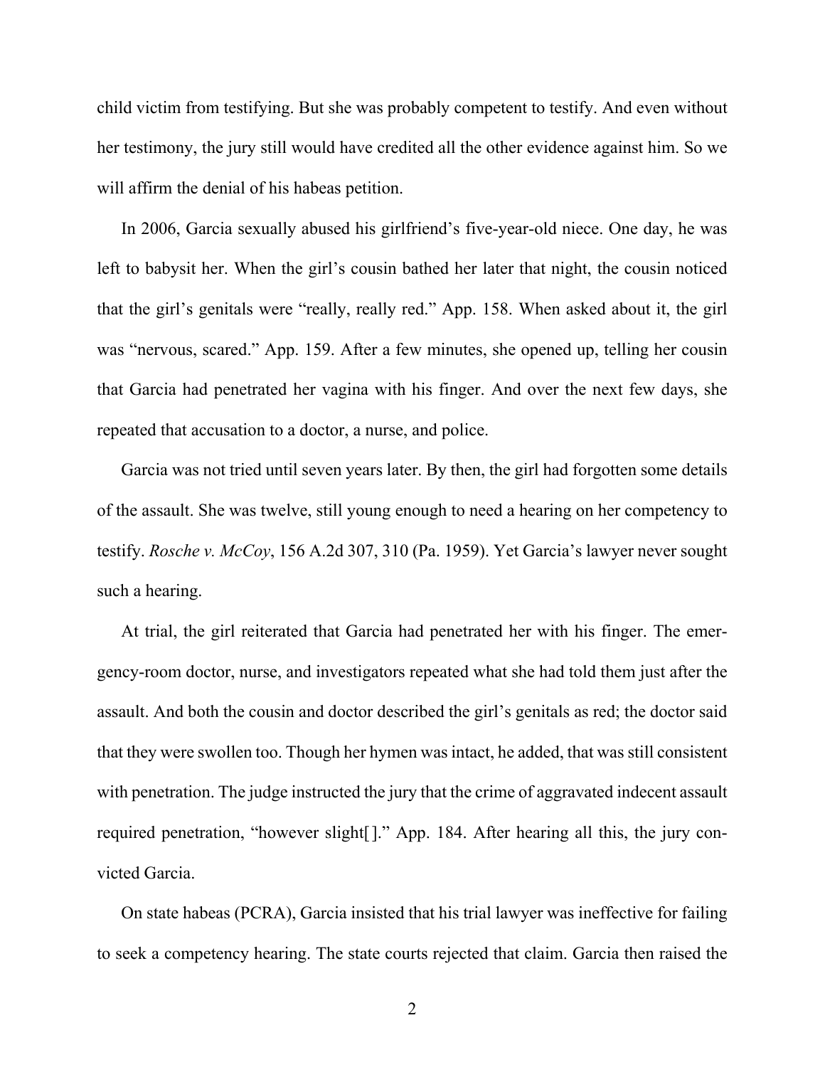child victim from testifying. But she was probably competent to testify. And even without her testimony, the jury still would have credited all the other evidence against him. So we will affirm the denial of his habeas petition.

In 2006, Garcia sexually abused his girlfriend's five-year-old niece. One day, he was left to babysit her. When the girl's cousin bathed her later that night, the cousin noticed that the girl's genitals were "really, really red." App. 158. When asked about it, the girl was "nervous, scared." App. 159. After a few minutes, she opened up, telling her cousin that Garcia had penetrated her vagina with his finger. And over the next few days, she repeated that accusation to a doctor, a nurse, and police.

Garcia was not tried until seven years later. By then, the girl had forgotten some details of the assault. She was twelve, still young enough to need a hearing on her competency to testify. *Rosche v. McCoy*, 156 A.2d 307, 310 (Pa. 1959). Yet Garcia's lawyer never sought such a hearing.

At trial, the girl reiterated that Garcia had penetrated her with his finger. The emergency-room doctor, nurse, and investigators repeated what she had told them just after the assault. And both the cousin and doctor described the girl's genitals as red; the doctor said that they were swollen too. Though her hymen was intact, he added, that was still consistent with penetration. The judge instructed the jury that the crime of aggravated indecent assault required penetration, "however slight[ ]." App. 184. After hearing all this, the jury convicted Garcia.

On state habeas (PCRA), Garcia insisted that his trial lawyer was ineffective for failing to seek a competency hearing. The state courts rejected that claim. Garcia then raised the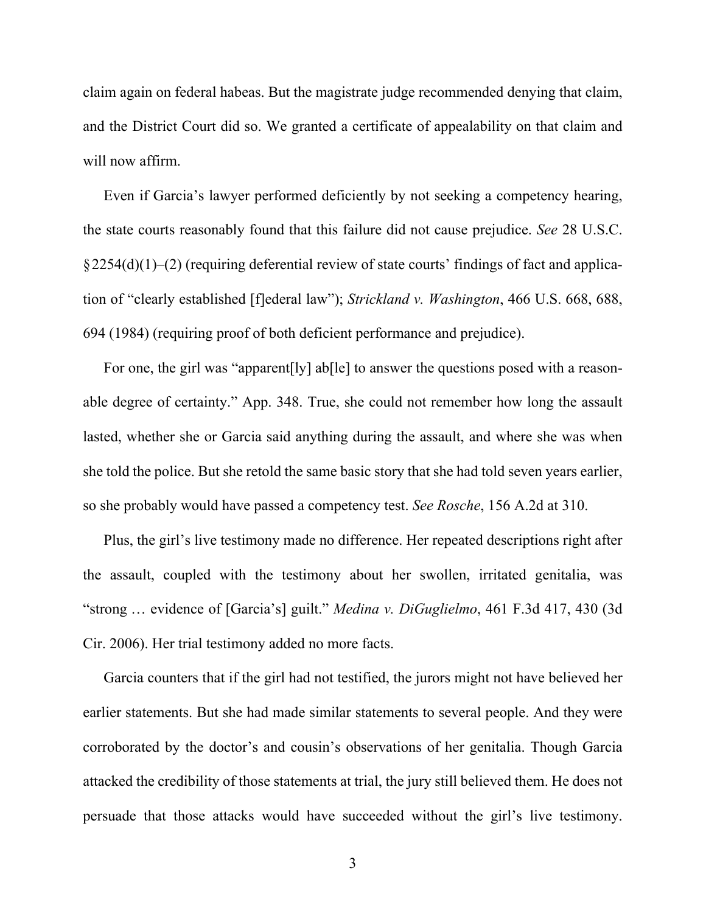claim again on federal habeas. But the magistrate judge recommended denying that claim, and the District Court did so. We granted a certificate of appealability on that claim and will now affirm.

Even if Garcia's lawyer performed deficiently by not seeking a competency hearing, the state courts reasonably found that this failure did not cause prejudice. *See* 28 U.S.C. §2254(d)(1)–(2) (requiring deferential review of state courts' findings of fact and application of "clearly established [f]ederal law"); *Strickland v. Washington*, 466 U.S. 668, 688, 694 (1984) (requiring proof of both deficient performance and prejudice).

For one, the girl was "apparent[ly] ab[le] to answer the questions posed with a reasonable degree of certainty." App. 348. True, she could not remember how long the assault lasted, whether she or Garcia said anything during the assault, and where she was when she told the police. But she retold the same basic story that she had told seven years earlier, so she probably would have passed a competency test. *See Rosche*, 156 A.2d at 310.

Plus, the girl's live testimony made no difference. Her repeated descriptions right after the assault, coupled with the testimony about her swollen, irritated genitalia, was "strong … evidence of [Garcia's] guilt." *Medina v. DiGuglielmo*, 461 F.3d 417, 430 (3d Cir. 2006). Her trial testimony added no more facts.

Garcia counters that if the girl had not testified, the jurors might not have believed her earlier statements. But she had made similar statements to several people. And they were corroborated by the doctor's and cousin's observations of her genitalia. Though Garcia attacked the credibility of those statements at trial, the jury still believed them. He does not persuade that those attacks would have succeeded without the girl's live testimony.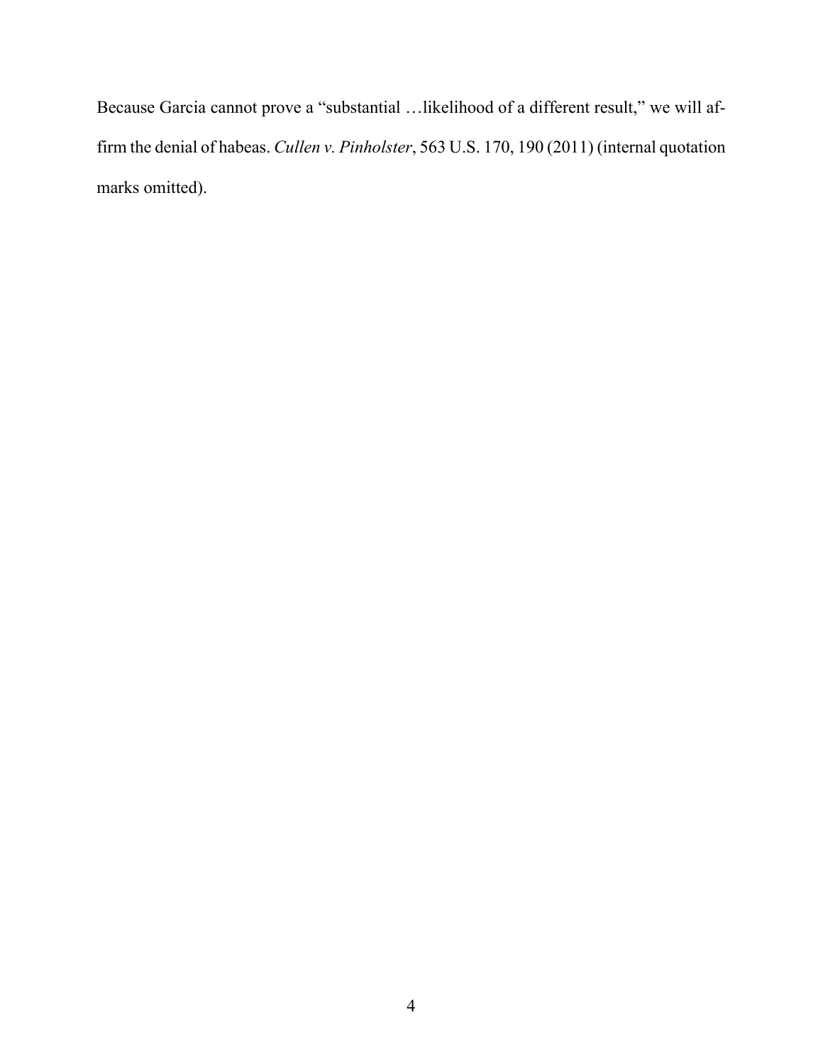Because Garcia cannot prove a "substantial …likelihood of a different result," we will affirm the denial of habeas. *Cullen v. Pinholster*, 563 U.S. 170, 190 (2011) (internal quotation marks omitted).